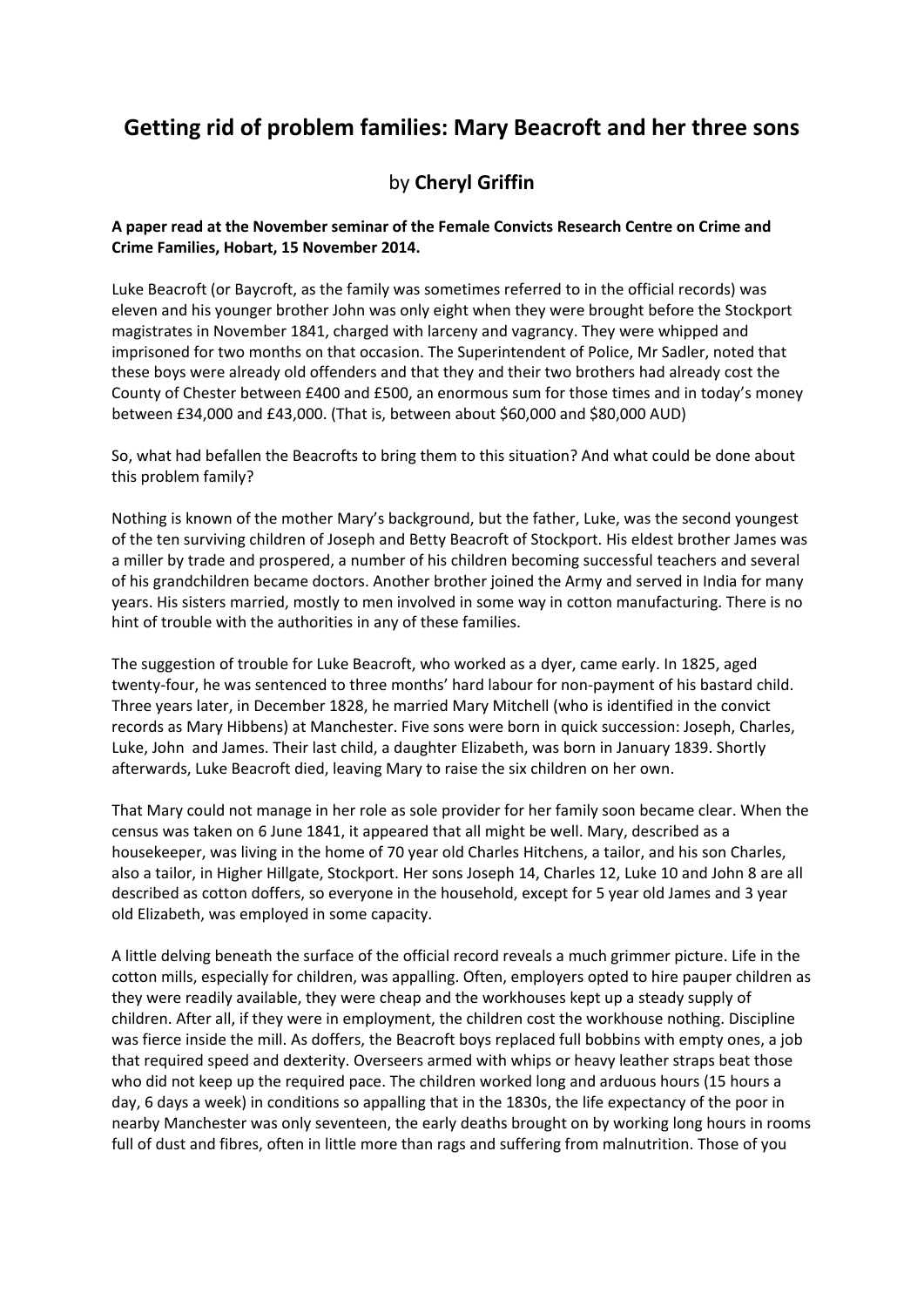# Getting rid of problem families: Mary Beacroft and her three sons

by **Cheryl Griffin**

**A paper read at the November seminar of the Female Convicts Research Centre on Crime and Crime Families, Hobart, 15 November 2014.**

Luke Beacroft (or Baycroft, as the family was sometimes referred to in the official records) was eleven and his younger brother John was only eight when they were brought before the Stockport magistrates in November 1841, charged with larceny and vagrancy. They were whipped and imprisoned for two months on that occasion. The Superintendent of Police, Mr Sadler, noted that these boys were already old offenders and that they and their two brothers had already cost the County of Chester between £400 and £500, an enormous sum for those times and in today's money between £34,000 and £43,000. (That is, between about $60,000 and $80,000 AUD)

So, what had befallen the Beacrofts to bring them to this situation? And what could be done about this problem family?

Nothing is known of the mother Mary's background, but the father, Luke, was the second youngest of the ten surviving children of Joseph and Betty Beacroft of Stockport. His eldest brother James was a miller by trade and prospered, a number of his children becoming successful teachers and several of his grandchildren became doctors. Another brother joined the Army and served in India for many years. His sisters married, mostly to men involved in some way in cotton manufacturing. There is no hint of trouble with the authorities in any of these families.

The suggestion of trouble for Luke Beacroft, who worked as a dyer, came early. In 1825, aged twenty-four, he was sentenced to three months' hard labour for non-payment of his bastard child. Three years later, in December 1828, he married Mary Mitchell (who is identified in the convict records as Mary Hibbens) at Manchester. Five sons were born in quick succession: Joseph, Charles, Luke, John and James. Their last child, a daughter Elizabeth, was born in January 1839. Shortly afterwards, Luke Beacroft died, leaving Mary to raise the six children on her own.

That Mary could not manage in her role as sole provider for her family soon became clear. When the census was taken on 6 June 1841, it appeared that all might be well. Mary, described as a housekeeper, was living in the home of 70 year old Charles Hitchens, a tailor, and his son Charles, also a tailor, in Higher Hillgate, Stockport. Her sons Joseph 14, Charles 12, Luke 10 and John 8 are all described as cotton doffers, so everyone in the household, except for 5 year old James and 3 year old Elizabeth, was employed in some capacity.

A little delving beneath the surface of the official record reveals a much grimmer picture. Life in the cotton mills, especially for children, was appalling. Often, employers opted to hire pauper children as they were readily available, they were cheap and the workhouses kept up a steady supply of children. After all, if they were in employment, the children cost the workhouse nothing. Discipline was fierce inside the mill. As doffers, the Beacroft boys replaced full bobbins with empty ones, a job that required speed and dexterity. Overseers armed with whips or heavy leather straps beat those who did not keep up the required pace. The children worked long and arduous hours (15 hours a day, 6 days a week) in conditions so appalling that in the 1830s, the life expectancy of the poor in nearby Manchester was only seventeen, the early deaths brought on by working long hours in rooms full of dust and fibres, often in little more than rags and suffering from malnutrition. Those of you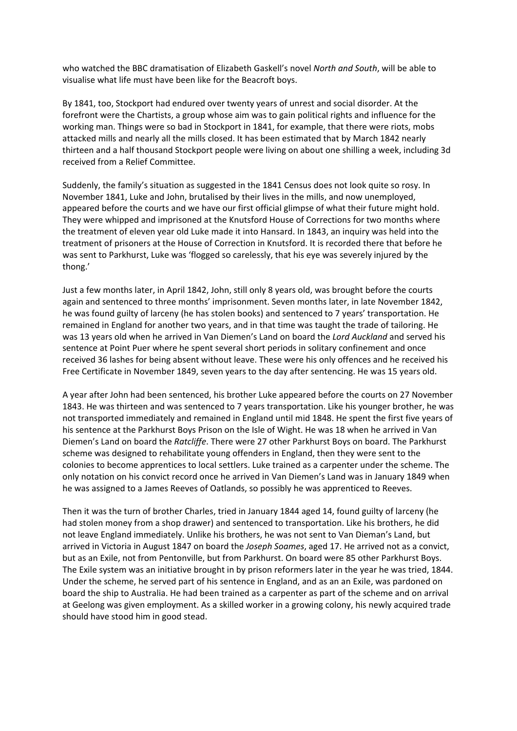who watched the BBC dramatisation of Elizabeth Gaskell's novel *North and South*, will be able to visualise what life must have been like for the Beacroft boys.

By 1841, too, Stockport had endured over twenty years of unrest and social disorder. At the forefront were the Chartists, a group whose aim was to gain political rights and influence for the working man. Things were so bad in Stockport in 1841, for example, that there were riots, mobs attacked mills and nearly all the mills closed. It has been estimated that by March 1842 nearly thirteen and a half thousand Stockport people were living on about one shilling a week, including 3d received from a Relief Committee.

Suddenly, the family's situation as suggested in the 1841 Census does not look quite so rosy. In November 1841, Luke and John, brutalised by their lives in the mills, and now unemployed, appeared before the courts and we have our first official glimpse of what their future might hold. They were whipped and imprisoned at the Knutsford House of Corrections for two months where the treatment of eleven year old Luke made it into Hansard. In 1843, an inquiry was held into the treatment of prisoners at the House of Correction in Knutsford. It is recorded there that before he was sent to Parkhurst, Luke was 'flogged so carelessly, that his eye was severely injured by the thong.'

Just a few months later, in April 1842, John, still only 8 years old, was brought before the courts again and sentenced to three months' imprisonment. Seven months later, in late November 1842, he was found guilty of larceny (he has stolen books) and sentenced to 7 years' transportation. He remained in England for another two years, and in that time was taught the trade of tailoring. He was 13 years old when he arrived in Van Diemen's Land on board the *Lord Auckland* and served his sentence at Point Puer where he spent several short periods in solitary confinement and once received 36 lashes for being absent without leave. These were his only offences and he received his Free Certificate in November 1849, seven years to the day after sentencing. He was 15 years old.

A year after John had been sentenced, his brother Luke appeared before the courts on 27 November 1843. He was thirteen and was sentenced to 7 years transportation. Like his younger brother, he was not transported immediately and remained in England until mid 1848. He spent the first five years of his sentence at the Parkhurst Boys Prison on the Isle of Wight. He was 18 when he arrived in Van Diemen's Land on board the *Ratcliffe*. There were 27 other Parkhurst Boys on board. The Parkhurst scheme was designed to rehabilitate young offenders in England, then they were sent to the colonies to become apprentices to local settlers. Luke trained as a carpenter under the scheme. The only notation on his convict record once he arrived in Van Diemen's Land was in January 1849 when he was assigned to a James Reeves of Oatlands, so possibly he was apprenticed to Reeves.

Then it was the turn of brother Charles, tried in January 1844 aged 14, found guilty of larceny (he had stolen money from a shop drawer) and sentenced to transportation. Like his brothers, he did not leave England immediately. Unlike his brothers, he was not sent to Van Dieman's Land, but arrived in Victoria in August 1847 on board the *Joseph Soames*, aged 17. He arrived not as a convict, but as an Exile, not from Pentonville, but from Parkhurst. On board were 85 other Parkhurst Boys. The Exile system was an initiative brought in by prison reformers later in the year he was tried, 1844. Under the scheme, he served part of his sentence in England, and as an an Exile, was pardoned on board the ship to Australia. He had been trained as a carpenter as part of the scheme and on arrival at Geelong was given employment. As a skilled worker in a growing colony, his newly acquired trade should have stood him in good stead.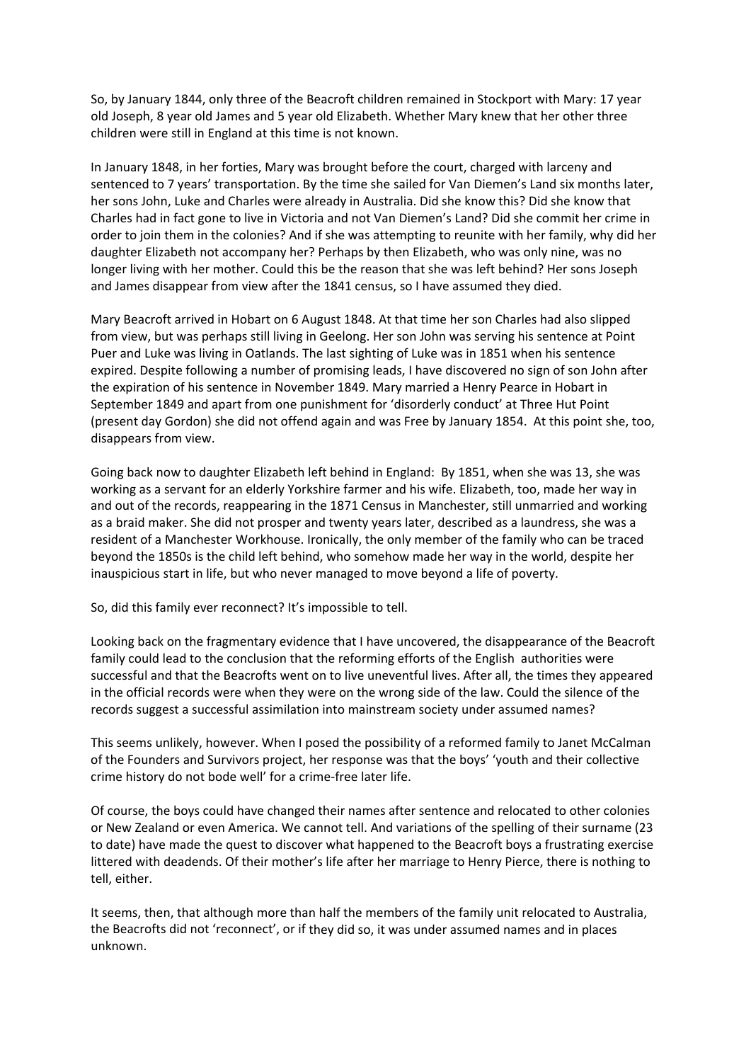So, by January 1844, only three of the Beacroft children remained in Stockport with Mary: 17 year old Joseph, 8 year old James and 5 year old Elizabeth. Whether Mary knew that her other three children were still in England at this time is not known.

In January 1848, in her forties, Mary was brought before the court, charged with larceny and sentenced to 7 years' transportation. By the time she sailed for Van Diemen's Land six months later, her sons John, Luke and Charles were already in Australia. Did she know this? Did she know that Charles had in fact gone to live in Victoria and not Van Diemen's Land? Did she commit her crime in order to join them in the colonies? And if she was attempting to reunite with her family, why did her daughter Elizabeth not accompany her? Perhaps by then Elizabeth, who was only nine, was no longer living with her mother. Could this be the reason that she was left behind? Her sons Joseph and James disappear from view after the 1841 census, so I have assumed they died.

Mary Beacroft arrived in Hobart on 6 August 1848. At that time her son Charles had also slipped from view, but was perhaps still living in Geelong. Her son John was serving his sentence at Point Puer and Luke was living in Oatlands. The last sighting of Luke was in 1851 when his sentence expired. Despite following a number of promising leads, I have discovered no sign of son John after the expiration of his sentence in November 1849. Mary married a Henry Pearce in Hobart in September 1849 and apart from one punishment for 'disorderly conduct' at Three Hut Point (present day Gordon) she did not offend again and was Free by January 1854. At this point she, too, disappears from view.

Going back now to daughter Elizabeth left behind in England: By 1851, when she was 13, she was working as a servant for an elderly Yorkshire farmer and his wife. Elizabeth, too, made her way in and out of the records, reappearing in the 1871 Census in Manchester, still unmarried and working as a braid maker. She did not prosper and twenty years later, described as a laundress, she was a resident of a Manchester Workhouse. Ironically, the only member of the family who can be traced beyond the 1850s is the child left behind, who somehow made her way in the world, despite her inauspicious start in life, but who never managed to move beyond a life of poverty.

So, did this family ever reconnect? It's impossible to tell.

Looking back on the fragmentary evidence that I have uncovered, the disappearance of the Beacroft family could lead to the conclusion that the reforming efforts of the English authorities were successful and that the Beacrofts went on to live uneventful lives. After all, the times they appeared in the official records were when they were on the wrong side of the law. Could the silence of the records suggest a successful assimilation into mainstream society under assumed names?

This seems unlikely, however. When I posed the possibility of a reformed family to Janet McCalman of the Founders and Survivors project, her response was that the boys' 'youth and their collective crime history do not bode well' for a crime-free later life.

Of course, the boys could have changed their names after sentence and relocated to other colonies or New Zealand or even America. We cannot tell. And variations of the spelling of their surname (23 to date) have made the quest to discover what happened to the Beacroft boys a frustrating exercise littered with deadends. Of their mother's life after her marriage to Henry Pierce, there is nothing to tell, either.

It seems, then, that although more than half the members of the family unit relocated to Australia, the Beacrofts did not 'reconnect', or if they did so, it was under assumed names and in places unknown.